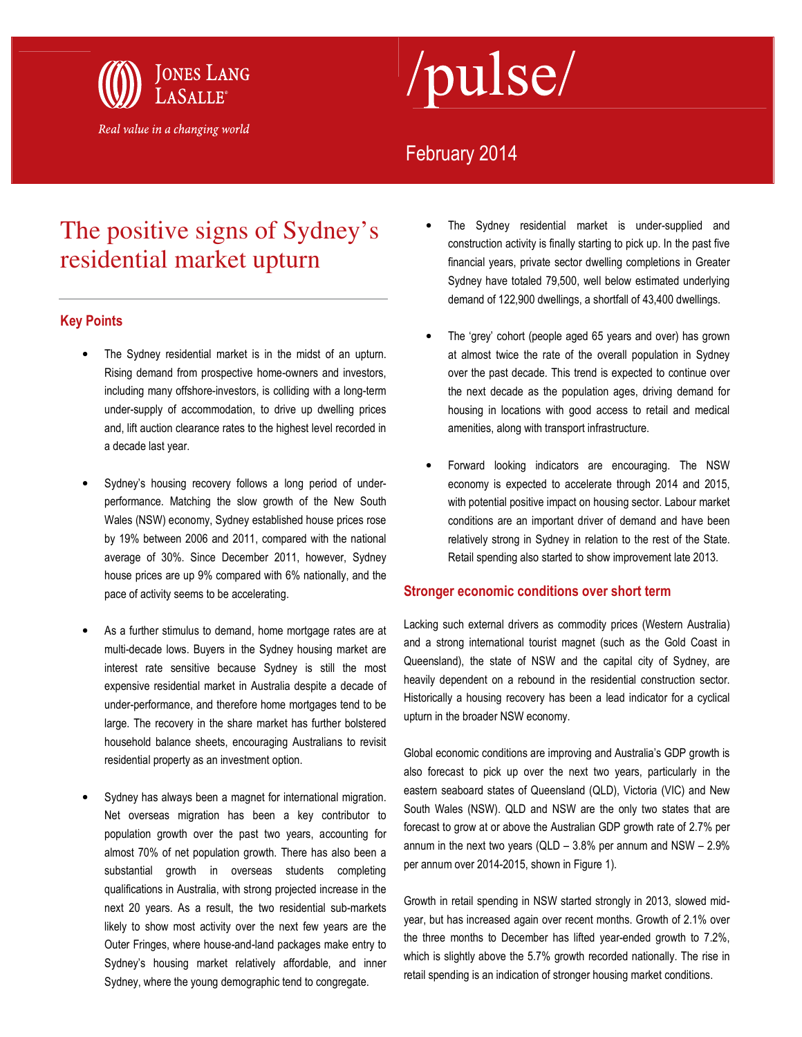Jones Lang LaSalle

*Real value in a changing world*

# /pulse/

February 2014

## The positive signs of Sydney's residential market upturn

### Key Points

- The Sydney residential market is in the midst of an upturn. Rising demand from prospective home-owners and investors, including many offshore-investors, is colliding with a long-term under-supply of accommodation, to drive up dwelling prices and, lift auction clearance rates to the highest level recorded in a decade last year.

- Sydney's housing recovery follows a long period of under-performance. Matching the slow growth of the New South Wales (NSW) economy, Sydney established house prices rose by 19% between 2006 and 2011, compared with the national average of 30%. Since December 2011, however, Sydney house prices are up 9% compared with 6% nationally, and the pace of activity seems to be accelerating.

- As a further stimulus to demand, home mortgage rates are at multi-decade lows. Buyers in the Sydney housing market are interest rate sensitive because Sydney is still the most expensive residential market in Australia despite a decade of under-performance, and therefore home mortgages tend to be large. The recovery in the share market has further bolstered household balance sheets, encouraging Australians to revisit residential property as an investment option.

- Sydney has always been a magnet for international migration. Net overseas migration has been a key contributor to population growth over the past two years, accounting for almost 70% of net population growth. There has also been a substantial growth in overseas students completing qualifications in Australia, with strong projected increase in the next 20 years. As a result, the two residential sub-markets likely to show most activity over the next few years are the Outer Fringes, where house-and-land packages make entry to Sydney's housing market relatively affordable, and inner Sydney, where the young demographic tend to congregate.

- The Sydney residential market is under-supplied and construction activity is finally starting to pick up. In the past five financial years, private sector dwelling completions in Greater Sydney have totaled 79,500, well below estimated underlying demand of 122,900 dwellings, a shortfall of 43,400 dwellings.

- The 'grey' cohort (people aged 65 years and over) has grown at almost twice the rate of the overall population in Sydney over the past decade. This trend is expected to continue over the next decade as the population ages, driving demand for housing in locations with good access to retail and medical amenities, along with transport infrastructure.

- Forward looking indicators are encouraging. The NSW economy is expected to accelerate through 2014 and 2015, with potential positive impact on housing sector. Labour market conditions are an important driver of demand and have been relatively strong in Sydney in relation to the rest of the State. Retail spending also started to show improvement late 2013.

### Stronger economic conditions over short term

Lacking such external drivers as commodity prices (Western Australia) and a strong international tourist magnet (such as the Gold Coast in Queensland), the state of NSW and the capital city of Sydney, are heavily dependent on a rebound in the residential construction sector. Historically a housing recovery has been a lead indicator for a cyclical upturn in the broader NSW economy.

Global economic conditions are improving and Australia's GDP growth is also forecast to pick up over the next two years, particularly in the eastern seaboard states of Queensland (QLD), Victoria (VIC) and New South Wales (NSW). QLD and NSW are the only two states that are forecast to grow at or above the Australian GDP growth rate of 2.7% per annum in the next two years (QLD – 3.8% per annum and NSW – 2.9% per annum over 2014-2015, shown in Figure 1).

Growth in retail spending in NSW started strongly in 2013, slowed mid-year, but has increased again over recent months. Growth of 2.1% over the three months to December has lifted year-ended growth to 7.2%, which is slightly above the 5.7% growth recorded nationally. The rise in retail spending is an indication of stronger housing market conditions.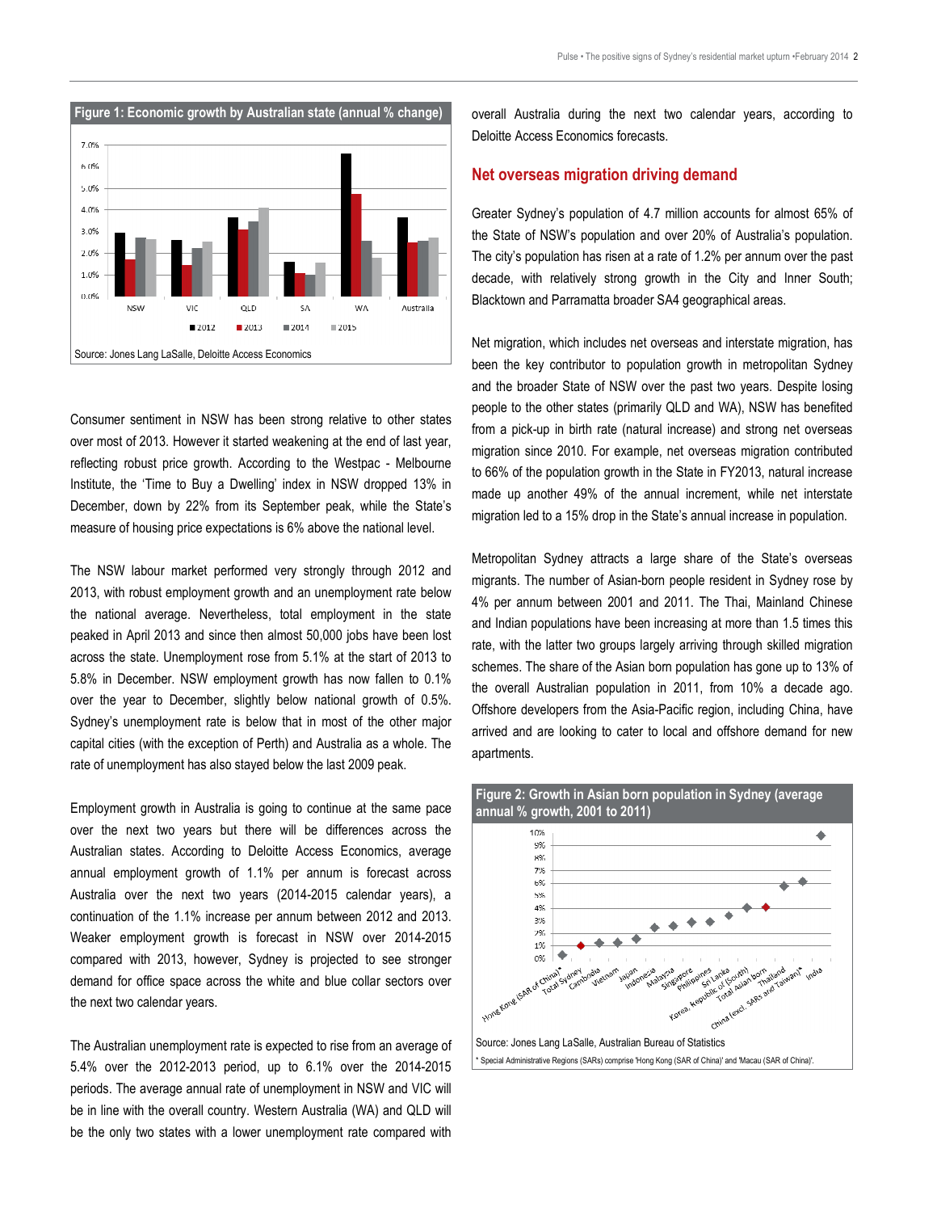**Figure 1: Economic growth by Australian state (annual % change)**

Source: Jones Lang LaSalle, Deloitte Access Economics

Consumer sentiment in NSW has been strong relative to other states over most of 2013. However it started weakening at the end of last year, reflecting robust price growth. According to the Westpac - Melbourne Institute, the 'Time to Buy a Dwelling' index in NSW dropped 13% in December, down by 22% from its September peak, while the State's measure of housing price expectations is 6% above the national level.

The NSW labour market performed very strongly through 2012 and 2013, with robust employment growth and an unemployment rate below the national average. Nevertheless, total employment in the state peaked in April 2013 and since then almost 50,000 jobs have been lost across the state. Unemployment rose from 5.1% at the start of 2013 to 5.8% in December. NSW employment growth has now fallen to 0.1% over the year to December, slightly below national growth of 0.5%. Sydney's unemployment rate is below that in most of the other major capital cities (with the exception of Perth) and Australia as a whole. The rate of unemployment has also stayed below the last 2009 peak.

Employment growth in Australia is going to continue at the same pace over the next two years but there will be differences across the Australian states. According to Deloitte Access Economics, average annual employment growth of 1.1% per annum is forecast across Australia over the next two years (2014-2015 calendar years), a continuation of the 1.1% increase per annum between 2012 and 2013. Weaker employment growth is forecast in NSW over 2014-2015 compared with 2013, however, Sydney is projected to see stronger demand for office space across the white and blue collar sectors over the next two calendar years.

The Australian unemployment rate is expected to rise from an average of 5.4% over the 2012-2013 period, up to 6.1% over the 2014-2015 periods. The average annual rate of unemployment in NSW and VIC will be in line with the overall country. Western Australia (WA) and QLD will be the only two states with a lower unemployment rate compared with overall Australia during the next two calendar years, according to Deloitte Access Economics forecasts.

## Net overseas migration driving demand

Greater Sydney's population of 4.7 million accounts for almost 65% of the State of NSW's population and over 20% of Australia's population. The city's population has risen at a rate of 1.2% per annum over the past decade, with relatively strong growth in the City and Inner South; Blacktown and Parramatta broader SA4 geographical areas.

Net migration, which includes net overseas and interstate migration, has been the key contributor to population growth in metropolitan Sydney and the broader State of NSW over the past two years. Despite losing people to the other states (primarily QLD and WA), NSW has benefited from a pick-up in birth rate (natural increase) and strong net overseas migration since 2010. For example, net overseas migration contributed to 66% of the population growth in the State in FY2013, natural increase made up another 49% of the annual increment, while net interstate migration led to a 15% drop in the State's annual increase in population.

Metropolitan Sydney attracts a large share of the State's overseas migrants. The number of Asian-born people resident in Sydney rose by 4% per annum between 2001 and 2011. The Thai, Mainland Chinese and Indian populations have been increasing at more than 1.5 times this rate, with the latter two groups largely arriving through skilled migration schemes. The share of the Asian born population has gone up to 13% of the overall Australian population in 2011, from 10% a decade ago. Offshore developers from the Asia-Pacific region, including China, have arrived and are looking to cater to local and offshore demand for new apartments.

**Figure 2: Growth in Asian born population in Sydney (average annual % growth, 2001 to 2011)**

Source: Jones Lang LaSalle, Australian Bureau of Statistics

\* Special Administrative Regions (SARs) comprise 'Hong Kong (SAR of China)' and 'Macau (SAR of China)'.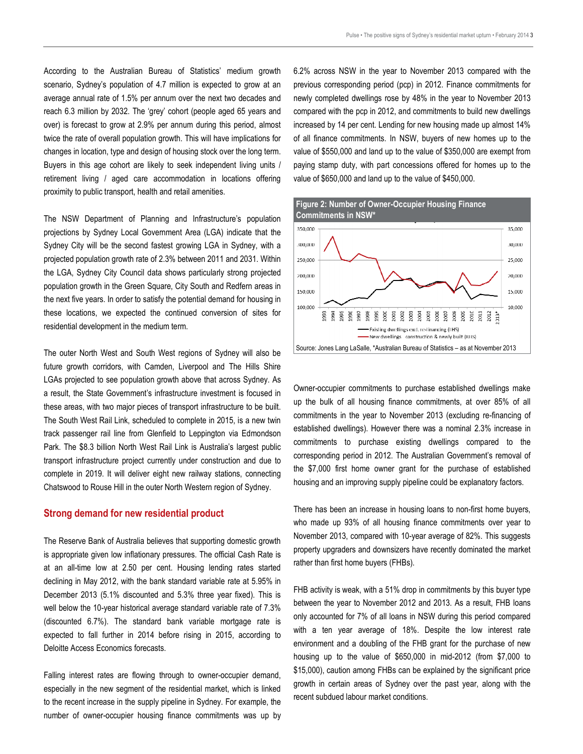According to the Australian Bureau of Statistics' medium growth scenario, Sydney's population of 4.7 million is expected to grow at an average annual rate of 1.5% per annum over the next two decades and reach 6.3 million by 2032. The 'grey' cohort (people aged 65 years and over) is forecast to grow at 2.9% per annum during this period, almost twice the rate of overall population growth. This will have implications for changes in location, type and design of housing stock over the long term. Buyers in this age cohort are likely to seek independent living units / retirement living / aged care accommodation in locations offering proximity to public transport, health and retail amenities.

The NSW Department of Planning and Infrastructure's population projections by Sydney Local Government Area (LGA) indicate that the Sydney City will be the second fastest growing LGA in Sydney, with a projected population growth rate of 2.3% between 2011 and 2031. Within the LGA, Sydney City Council data shows particularly strong projected population growth in the Green Square, City South and Redfern areas in the next five years. In order to satisfy the potential demand for housing in these locations, we expected the continued conversion of sites for residential development in the medium term.

The outer North West and South West regions of Sydney will also be future growth corridors, with Camden, Liverpool and The Hills Shire LGAs projected to see population growth above that across Sydney. As a result, the State Government's infrastructure investment is focused in these areas, with two major pieces of transport infrastructure to be built. The South West Rail Link, scheduled to complete in 2015, is a new twin track passenger rail line from Glenfield to Leppington via Edmondson Park. The $8.3 billion North West Rail Link is Australia's largest public transport infrastructure project currently under construction and due to complete in 2019. It will deliver eight new railway stations, connecting Chatswood to Rouse Hill in the outer North Western region of Sydney.

## Strong demand for new residential product

The Reserve Bank of Australia believes that supporting domestic growth is appropriate given low inflationary pressures. The official Cash Rate is at an all-time low at 2.50 per cent. Housing lending rates started declining in May 2012, with the bank standard variable rate at 5.95% in December 2013 (5.1% discounted and 5.3% three year fixed). This is well below the 10-year historical average standard variable rate of 7.3% (discounted 6.7%). The standard bank variable mortgage rate is expected to fall further in 2014 before rising in 2015, according to Deloitte Access Economics forecasts.

Falling interest rates are flowing through to owner-occupier demand, especially in the new segment of the residential market, which is linked to the recent increase in the supply pipeline in Sydney. For example, the number of owner-occupier housing finance commitments was up by 6.2% across NSW in the year to November 2013 compared with the previous corresponding period (pcp) in 2012. Finance commitments for newly completed dwellings rose by 48% in the year to November 2013 compared with the pcp in 2012, and commitments to build new dwellings increased by 14 per cent. Lending for new housing made up almost 14% of all finance commitments. In NSW, buyers of new homes up to the value of $550,000 and land up to the value of $350,000 are exempt from paying stamp duty, with part concessions offered for homes up to the value of $650,000 and land up to the value of $450,000.

**Figure 2: Number of Owner-Occupier Housing Finance Commitments in NSW***

Source: Jones Lang LaSalle, *Australian Bureau of Statistics – as at November 2013

Owner-occupier commitments to purchase established dwellings make up the bulk of all housing finance commitments, at over 85% of all commitments in the year to November 2013 (excluding re-financing of established dwellings). However there was a nominal 2.3% increase in commitments to purchase existing dwellings compared to the corresponding period in 2012. The Australian Government's removal of the $7,000 first home owner grant for the purchase of established housing and an improving supply pipeline could be explanatory factors.

There has been an increase in housing loans to non-first home buyers, who made up 93% of all housing finance commitments over year to November 2013, compared with 10-year average of 82%. This suggests property upgraders and downsizers have recently dominated the market rather than first home buyers (FHBs).

FHB activity is weak, with a 51% drop in commitments by this buyer type between the year to November 2012 and 2013. As a result, FHB loans only accounted for 7% of all loans in NSW during this period compared with a ten year average of 18%. Despite the low interest rate environment and a doubling of the FHB grant for the purchase of new housing up to the value of $650,000 in mid-2012 (from $7,000 to $15,000), caution among FHBs can be explained by the significant price growth in certain areas of Sydney over the past year, along with the recent subdued labour market conditions.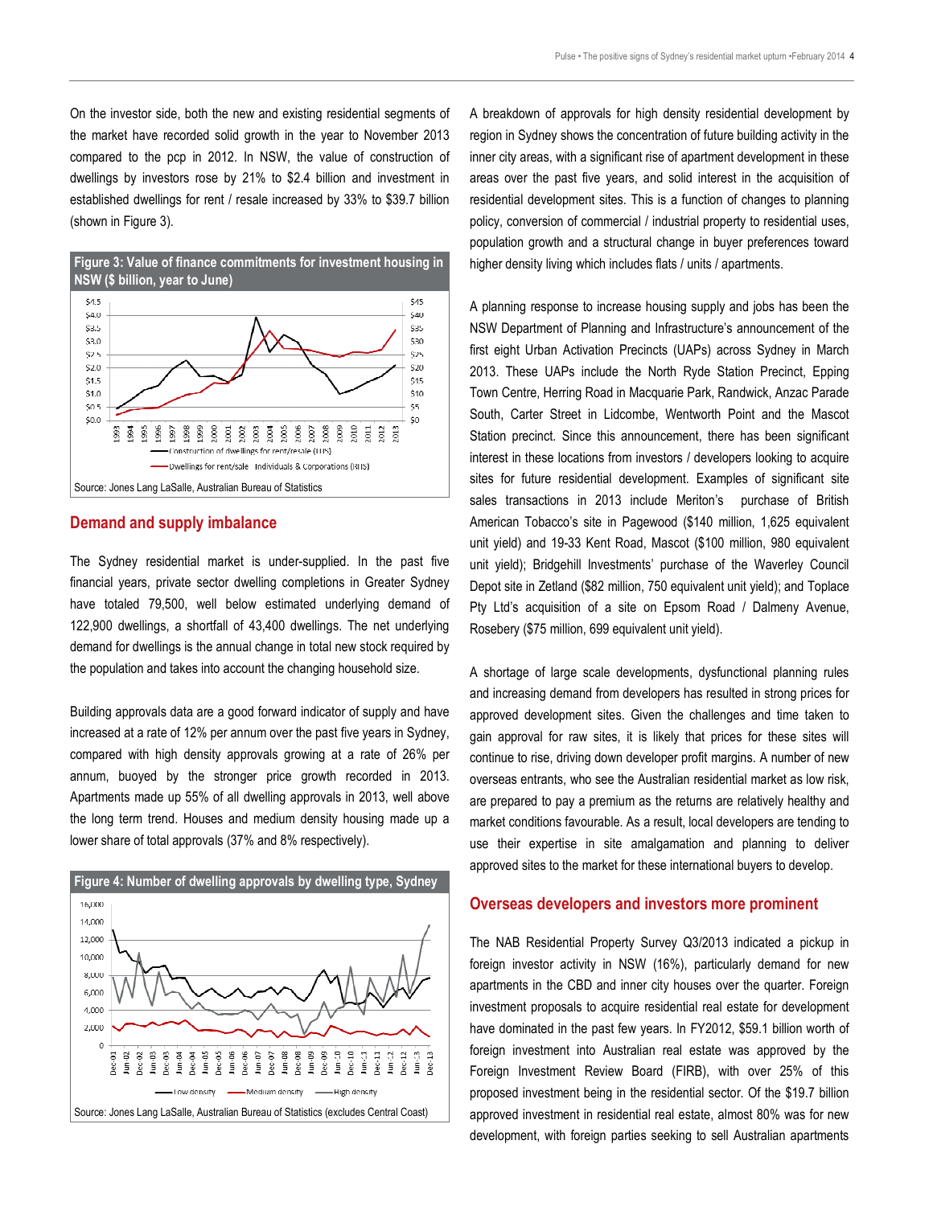On the investor side, both the new and existing residential segments of the market have recorded solid growth in the year to November 2013 compared to the pcp in 2012. In NSW, the value of construction of dwellings by investors rose by 21% to $2.4 billion and investment in established dwellings for rent / resale increased by 33% to $39.7 billion (shown in Figure 3).

**Figure 3: Value of finance commitments for investment housing in NSW ($ billion, year to June)**

Source: Jones Lang LaSalle, Australian Bureau of Statistics

## Demand and supply imbalance

The Sydney residential market is under-supplied. In the past five financial years, private sector dwelling completions in Greater Sydney have totaled 79,500, well below estimated underlying demand of 122,900 dwellings, a shortfall of 43,400 dwellings. The net underlying demand for dwellings is the annual change in total new stock required by the population and takes into account the changing household size.

Building approvals data are a good forward indicator of supply and have increased at a rate of 12% per annum over the past five years in Sydney, compared with high density approvals growing at a rate of 26% per annum, buoyed by the stronger price growth recorded in 2013. Apartments made up 55% of all dwelling approvals in 2013, well above the long term trend. Houses and medium density housing made up a lower share of total approvals (37% and 8% respectively).

**Figure 4: Number of dwelling approvals by dwelling type, Sydney**

Source: Jones Lang LaSalle, Australian Bureau of Statistics (excludes Central Coast)

A breakdown of approvals for high density residential development by region in Sydney shows the concentration of future building activity in the inner city areas, with a significant rise of apartment development in these areas over the past five years, and solid interest in the acquisition of residential development sites. This is a function of changes to planning policy, conversion of commercial / industrial property to residential uses, population growth and a structural change in buyer preferences toward higher density living which includes flats / units / apartments.

A planning response to increase housing supply and jobs has been the NSW Department of Planning and Infrastructure's announcement of the first eight Urban Activation Precincts (UAPs) across Sydney in March 2013. These UAPs include the North Ryde Station Precinct, Epping Town Centre, Herring Road in Macquarie Park, Randwick, Anzac Parade South, Carter Street in Lidcombe, Wentworth Point and the Mascot Station precinct. Since this announcement, there has been significant interest in these locations from investors / developers looking to acquire sites for future residential development. Examples of significant site sales transactions in 2013 include Meriton's purchase of British American Tobacco's site in Pagewood ($140 million, 1,625 equivalent unit yield) and 19-33 Kent Road, Mascot ($100 million, 980 equivalent unit yield); Bridgehill Investments' purchase of the Waverley Council Depot site in Zetland ($82 million, 750 equivalent unit yield); and Toplace Pty Ltd's acquisition of a site on Epsom Road / Dalmeny Avenue, Rosebery ($75 million, 699 equivalent unit yield).

A shortage of large scale developments, dysfunctional planning rules and increasing demand from developers has resulted in strong prices for approved development sites. Given the challenges and time taken to gain approval for raw sites, it is likely that prices for these sites will continue to rise, driving down developer profit margins. A number of new overseas entrants, who see the Australian residential market as low risk, are prepared to pay a premium as the returns are relatively healthy and market conditions favourable. As a result, local developers are tending to use their expertise in site amalgamation and planning to deliver approved sites to the market for these international buyers to develop.

## Overseas developers and investors more prominent

The NAB Residential Property Survey Q3/2013 indicated a pickup in foreign investor activity in NSW (16%), particularly demand for new apartments in the CBD and inner city houses over the quarter. Foreign investment proposals to acquire residential real estate for development have dominated in the past few years. In FY2012, $59.1 billion worth of foreign investment into Australian real estate was approved by the Foreign Investment Review Board (FIRB), with over 25% of this proposed investment being in the residential sector. Of the $19.7 billion approved investment in residential real estate, almost 80% was for new development, with foreign parties seeking to sell Australian apartments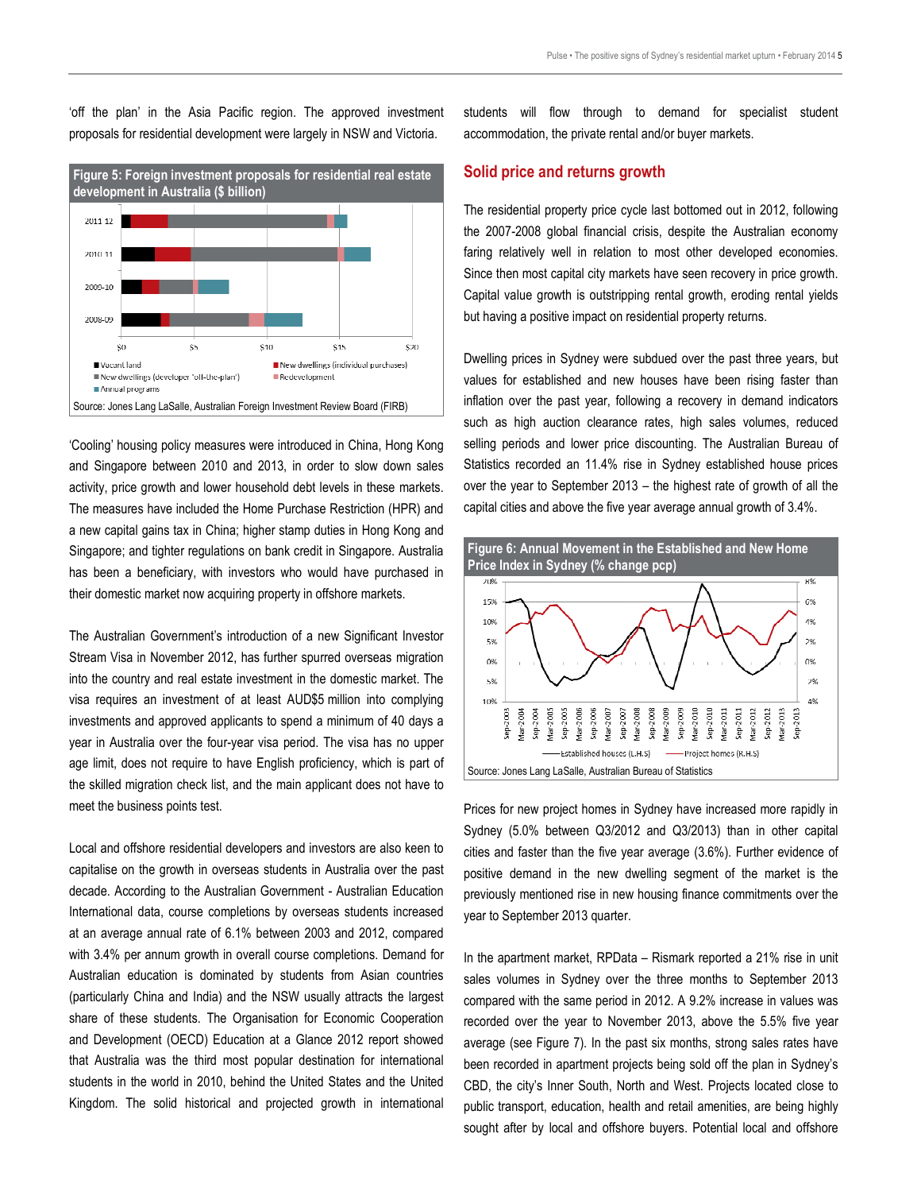'off the plan' in the Asia Pacific region. The approved investment proposals for residential development were largely in NSW and Victoria.

**Figure 5: Foreign investment proposals for residential real estate development in Australia ($ billion)**

Source: Jones Lang LaSalle, Australian Foreign Investment Review Board (FIRB)

'Cooling' housing policy measures were introduced in China, Hong Kong and Singapore between 2010 and 2013, in order to slow down sales activity, price growth and lower household debt levels in these markets. The measures have included the Home Purchase Restriction (HPR) and a new capital gains tax in China; higher stamp duties in Hong Kong and Singapore; and tighter regulations on bank credit in Singapore. Australia has been a beneficiary, with investors who would have purchased in their domestic market now acquiring property in offshore markets.

The Australian Government's introduction of a new Significant Investor Stream Visa in November 2012, has further spurred overseas migration into the country and real estate investment in the domestic market. The visa requires an investment of at least AUD$5 million into complying investments and approved applicants to spend a minimum of 40 days a year in Australia over the four-year visa period. The visa has no upper age limit, does not require to have English proficiency, which is part of the skilled migration check list, and the main applicant does not have to meet the business points test.

Local and offshore residential developers and investors are also keen to capitalise on the growth in overseas students in Australia over the past decade. According to the Australian Government - Australian Education International data, course completions by overseas students increased at an average annual rate of 6.1% between 2003 and 2012, compared with 3.4% per annum growth in overall course completions. Demand for Australian education is dominated by students from Asian countries (particularly China and India) and the NSW usually attracts the largest share of these students. The Organisation for Economic Cooperation and Development (OECD) Education at a Glance 2012 report showed that Australia was the third most popular destination for international students in the world in 2010, behind the United States and the United Kingdom. The solid historical and projected growth in international students will flow through to demand for specialist student accommodation, the private rental and/or buyer markets.

## Solid price and returns growth

The residential property price cycle last bottomed out in 2012, following the 2007-2008 global financial crisis, despite the Australian economy faring relatively well in relation to most other developed economies. Since then most capital city markets have seen recovery in price growth. Capital value growth is outstripping rental growth, eroding rental yields but having a positive impact on residential property returns.

Dwelling prices in Sydney were subdued over the past three years, but values for established and new houses have been rising faster than inflation over the past year, following a recovery in demand indicators such as high auction clearance rates, high sales volumes, reduced selling periods and lower price discounting. The Australian Bureau of Statistics recorded an 11.4% rise in Sydney established house prices over the year to September 2013 – the highest rate of growth of all the capital cities and above the five year average annual growth of 3.4%.

**Figure 6: Annual Movement in the Established and New Home Price Index in Sydney (% change pcp)**

Source: Jones Lang LaSalle, Australian Bureau of Statistics

Prices for new project homes in Sydney have increased more rapidly in Sydney (5.0% between Q3/2012 and Q3/2013) than in other capital cities and faster than the five year average (3.6%). Further evidence of positive demand in the new dwelling segment of the market is the previously mentioned rise in new housing finance commitments over the year to September 2013 quarter.

In the apartment market, RPData – Rismark reported a 21% rise in unit sales volumes in Sydney over the three months to September 2013 compared with the same period in 2012. A 9.2% increase in values was recorded over the year to November 2013, above the 5.5% five year average (see Figure 7). In the past six months, strong sales rates have been recorded in apartment projects being sold off the plan in Sydney's CBD, the city's Inner South, North and West. Projects located close to public transport, education, health and retail amenities, are being highly sought after by local and offshore buyers. Potential local and offshore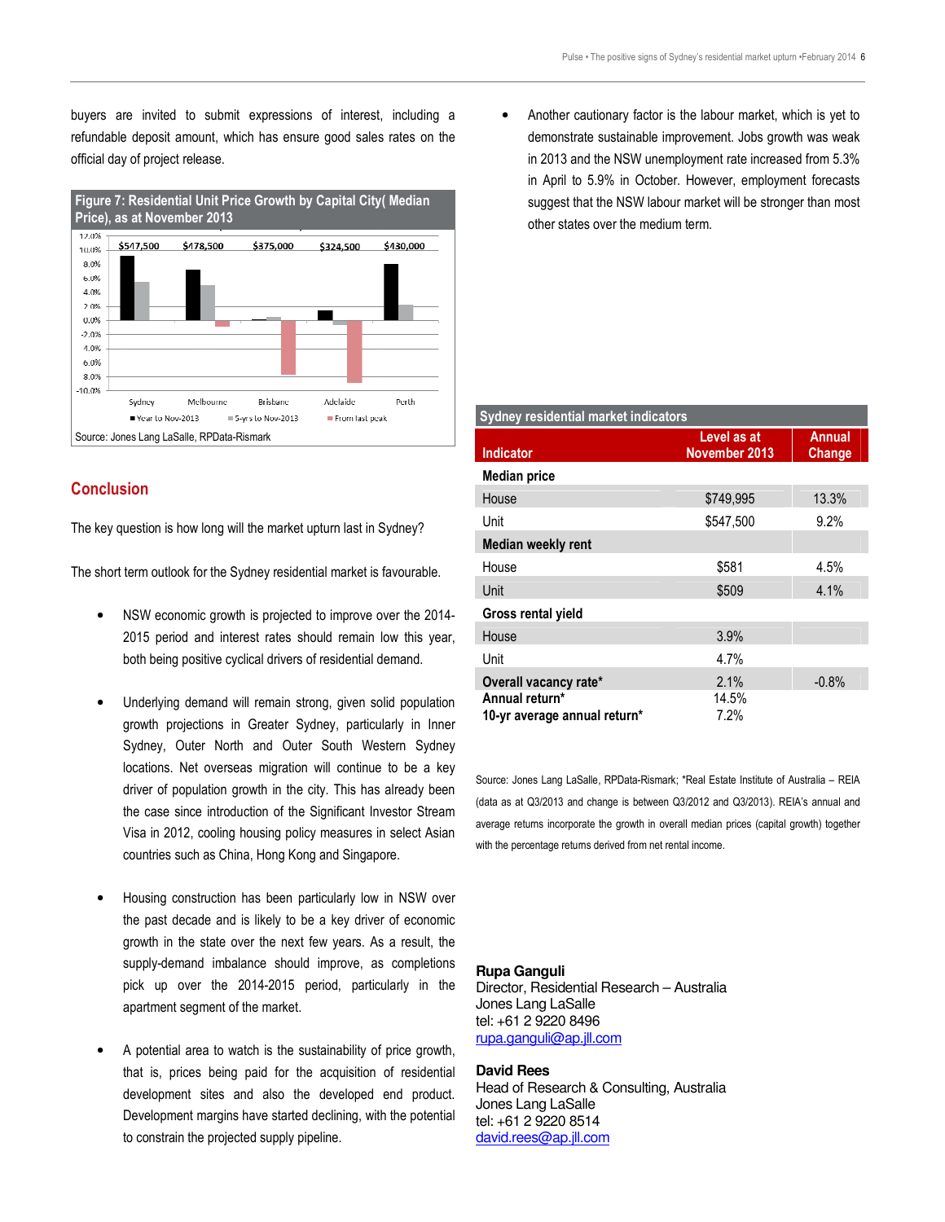buyers are invited to submit expressions of interest, including a refundable deposit amount, which has ensure good sales rates on the official day of project release.

**Figure 7: Residential Unit Price Growth by Capital City( Median Price), as at November 2013**

Source: Jones Lang LaSalle, RPData-Rismark

## Conclusion

The key question is how long will the market upturn last in Sydney?

The short term outlook for the Sydney residential market is favourable.

- NSW economic growth is projected to improve over the 2014-2015 period and interest rates should remain low this year, both being positive cyclical drivers of residential demand.
- Underlying demand will remain strong, given solid population growth projections in Greater Sydney, particularly in Inner Sydney, Outer North and Outer South Western Sydney locations. Net overseas migration will continue to be a key driver of population growth in the city. This has already been the case since introduction of the Significant Investor Stream Visa in 2012, cooling housing policy measures in select Asian countries such as China, Hong Kong and Singapore.
- Housing construction has been particularly low in NSW over the past decade and is likely to be a key driver of economic growth in the state over the next few years. As a result, the supply-demand imbalance should improve, as completions pick up over the 2014-2015 period, particularly in the apartment segment of the market.
- A potential area to watch is the sustainability of price growth, that is, prices being paid for the acquisition of residential development sites and also the developed end product. Development margins have started declining, with the potential to constrain the projected supply pipeline.
- Another cautionary factor is the labour market, which is yet to demonstrate sustainable improvement. Jobs growth was weak in 2013 and the NSW unemployment rate increased from 5.3% in April to 5.9% in October. However, employment forecasts suggest that the NSW labour market will be stronger than most other states over the medium term.

**Sydney residential market indicators**

| Indicator | Level as at November 2013 | Annual Change |
|---|---|---|
| **Median price** | | |
| House | $749,995 | 13.3% |
| Unit | $547,500 | 9.2% |
| **Median weekly rent** | | |
| House | $581 | 4.5% |
| Unit | $509 | 4.1% |
| **Gross rental yield** | | |
| House | 3.9% | |
| Unit | 4.7% | |
| **Overall vacancy rate*** | 2.1% | -0.8% |
| **Annual return*** | 14.5% | |
| **10-yr average annual return*** | 7.2% | |

Source: Jones Lang LaSalle, RPData-Rismark; *Real Estate Institute of Australia – REIA (data as at Q3/2013 and change is between Q3/2012 and Q3/2013). REIA's annual and average returns incorporate the growth in overall median prices (capital growth) together with the percentage returns derived from net rental income.

**Rupa Ganguli**
Director, Residential Research – Australia
Jones Lang LaSalle
tel: +61 2 9220 8496
rupa.ganguli@ap.jll.com

**David Rees**
Head of Research & Consulting, Australia
Jones Lang LaSalle
tel: +61 2 9220 8514
david.rees@ap.jll.com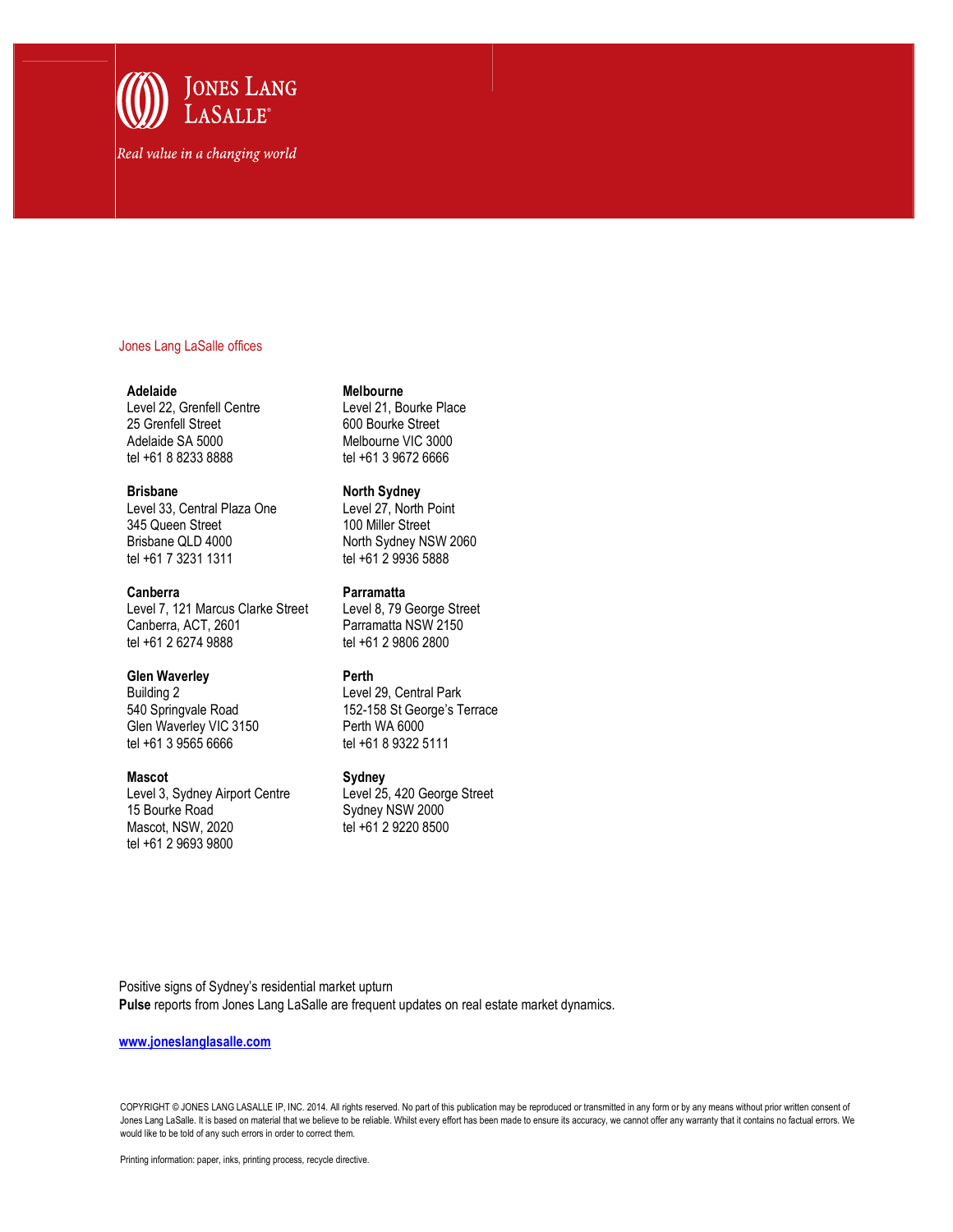JONES LANG LASALLE®

*Real value in a changing world*

Jones Lang LaSalle offices

**Adelaide**
Level 22, Grenfell Centre
25 Grenfell Street
Adelaide SA 5000
tel +61 8 8233 8888

**Brisbane**
Level 33, Central Plaza One
345 Queen Street
Brisbane QLD 4000
tel +61 7 3231 1311

**Canberra**
Level 7, 121 Marcus Clarke Street
Canberra, ACT, 2601
tel +61 2 6274 9888

**Glen Waverley**
Building 2
540 Springvale Road
Glen Waverley VIC 3150
tel +61 3 9565 6666

**Mascot**
Level 3, Sydney Airport Centre
15 Bourke Road
Mascot, NSW, 2020
tel +61 2 9693 9800

**Melbourne**
Level 21, Bourke Place
600 Bourke Street
Melbourne VIC 3000
tel +61 3 9672 6666

**North Sydney**
Level 27, North Point
100 Miller Street
North Sydney NSW 2060
tel +61 2 9936 5888

**Parramatta**
Level 8, 79 George Street
Parramatta NSW 2150
tel +61 2 9806 2800

**Perth**
Level 29, Central Park
152-158 St George's Terrace
Perth WA 6000
tel +61 8 9322 5111

**Sydney**
Level 25, 420 George Street
Sydney NSW 2000
tel +61 2 9220 8500

Positive signs of Sydney's residential market upturn
**Pulse** reports from Jones Lang LaSalle are frequent updates on real estate market dynamics.

**www.joneslanglasalle.com**

COPYRIGHT © JONES LANG LASALLE IP, INC. 2014. All rights reserved. No part of this publication may be reproduced or transmitted in any form or by any means without prior written consent of Jones Lang LaSalle. It is based on material that we believe to be reliable. Whilst every effort has been made to ensure its accuracy, we cannot offer any warranty that it contains no factual errors. We would like to be told of any such errors in order to correct them.

Printing information: paper, inks, printing process, recycle directive.